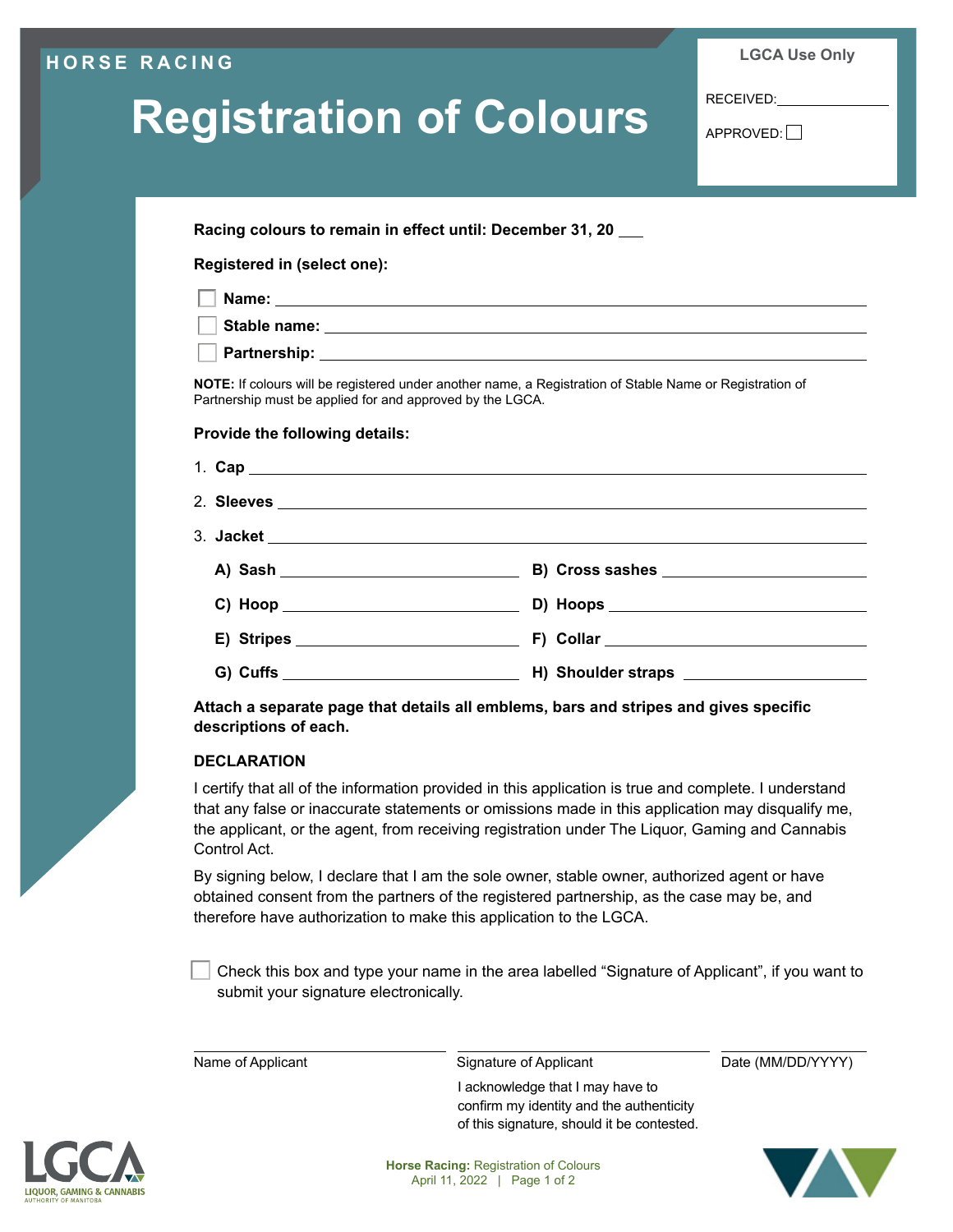HORSE RACING

# Registration of Colours

**LGCA Use Only**

RECEIVED: ______________

APPROVED: ☐

**Racing colours to remain in effect until: December 31, 20 ___**

**Registered in (select one):**

- ☐ **Name:** ____________________
- ☐ **Stable name:** ____________________
- ☐ **Partnership:** ____________________

**NOTE:** If colours will be registered under another name, a Registration of Stable Name or Registration of Partnership must be applied for and approved by the LGCA.

**Provide the following details:**

1. **Cap** ____________________
2. **Sleeves** ____________________
3. **Jacket** ____________________

   **A) Sash** ______________ **B) Cross sashes** ______________

   **C) Hoop** ______________ **D) Hoops** ______________

   **E) Stripes** ______________ **F) Collar** ______________

   **G) Cuffs** ______________ **H) Shoulder straps** ______________

**Attach a separate page that details all emblems, bars and stripes and gives specific descriptions of each.**

## DECLARATION

I certify that all of the information provided in this application is true and complete. I understand that any false or inaccurate statements or omissions made in this application may disqualify me, the applicant, or the agent, from receiving registration under The Liquor, Gaming and Cannabis Control Act.

By signing below, I declare that I am the sole owner, stable owner, authorized agent or have obtained consent from the partners of the registered partnership, as the case may be, and therefore have authorization to make this application to the LGCA.

☐ Check this box and type your name in the area labelled “Signature of Applicant”, if you want to submit your signature electronically.

| Name of Applicant | Signature of Applicant | Date (MM/DD/YYYY) |
|---|---|---|
| | I acknowledge that I may have to confirm my identity and the authenticity of this signature, should it be contested. | |

LGCA LIQUOR, GAMING & CANNABIS AUTHORITY OF MANITOBA

**Horse Racing:** Registration of Colours
April 11, 2022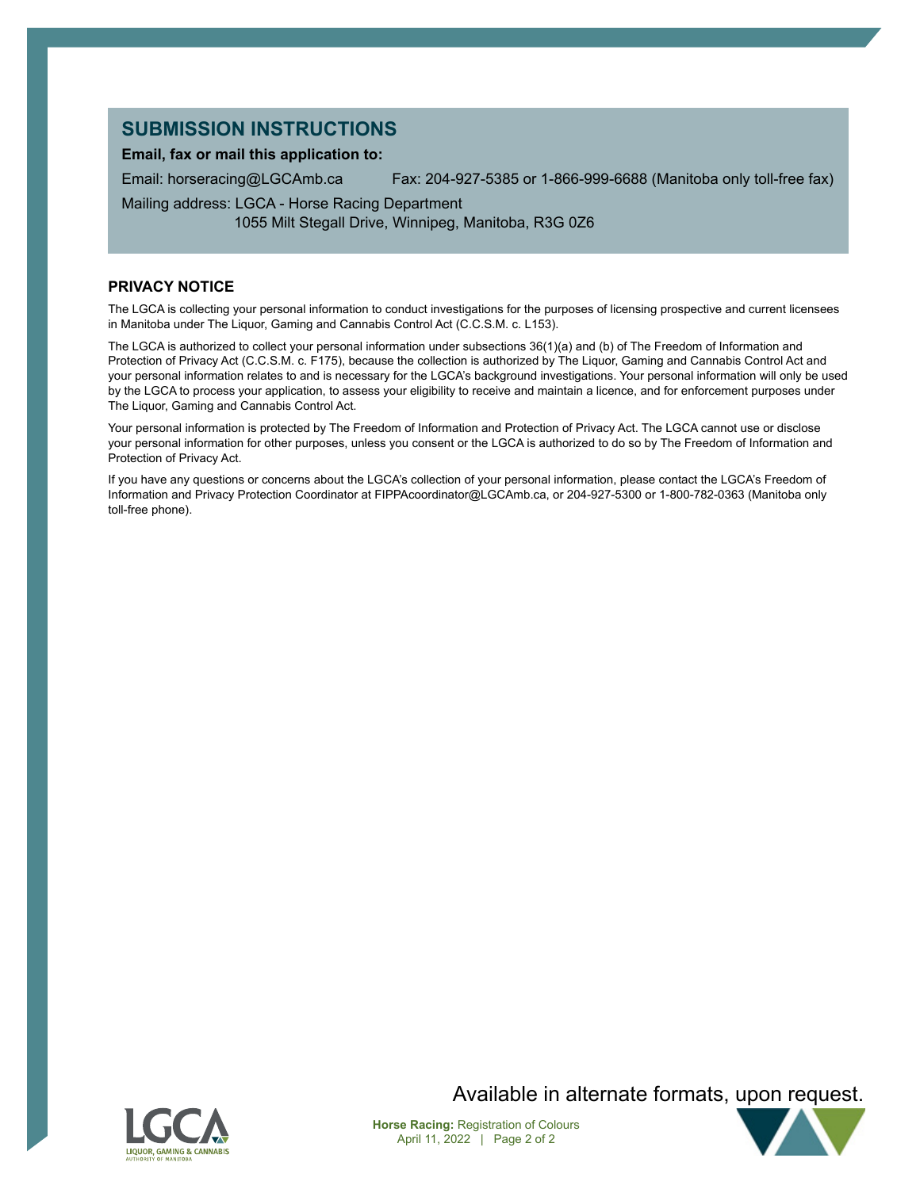## SUBMISSION INSTRUCTIONS

**Email, fax or mail this application to:**

Email: horseracing@LGCAmb.ca  Fax: 204-927-5385 or 1-866-999-6688 (Manitoba only toll-free fax)

Mailing address: LGCA - Horse Racing Department
1055 Milt Stegall Drive, Winnipeg, Manitoba, R3G 0Z6

### PRIVACY NOTICE

The LGCA is collecting your personal information to conduct investigations for the purposes of licensing prospective and current licensees in Manitoba under The Liquor, Gaming and Cannabis Control Act (C.C.S.M. c. L153).

The LGCA is authorized to collect your personal information under subsections 36(1)(a) and (b) of The Freedom of Information and Protection of Privacy Act (C.C.S.M. c. F175), because the collection is authorized by The Liquor, Gaming and Cannabis Control Act and your personal information relates to and is necessary for the LGCA's background investigations. Your personal information will only be used by the LGCA to process your application, to assess your eligibility to receive and maintain a licence, and for enforcement purposes under The Liquor, Gaming and Cannabis Control Act.

Your personal information is protected by The Freedom of Information and Protection of Privacy Act. The LGCA cannot use or disclose your personal information for other purposes, unless you consent or the LGCA is authorized to do so by The Freedom of Information and Protection of Privacy Act.

If you have any questions or concerns about the LGCA's collection of your personal information, please contact the LGCA's Freedom of Information and Privacy Protection Coordinator at FIPPAcoordinator@LGCAmb.ca, or 204-927-5300 or 1-800-782-0363 (Manitoba only toll-free phone).

Available in alternate formats, upon request.

**Horse Racing:** Registration of Colours
April 11, 2022